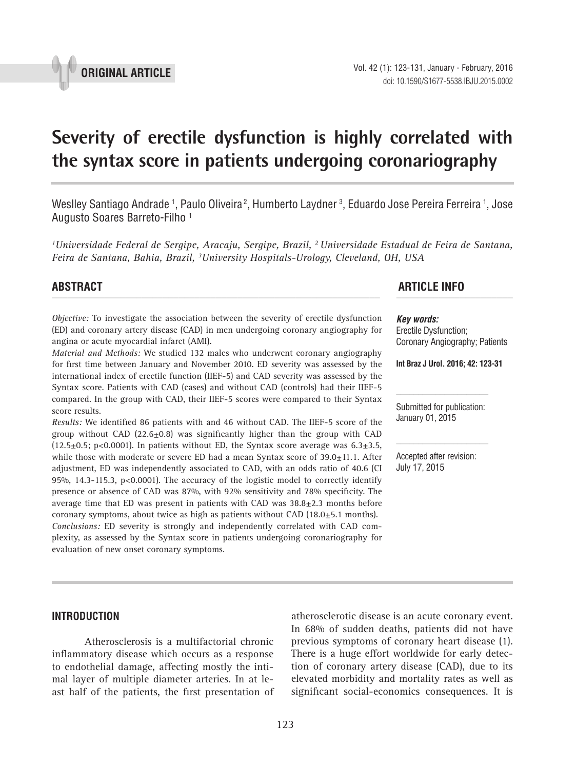ORIGINAL ARTICLE

# Severity of erectile dysfunction is highly correlated with the syntax score in patients undergoing coronariography

Weslley Santiago Andrade [1], Paulo Oliveira [2], Humberto Laydner [3], Eduardo Jose Pereira Ferreira [1], Jose Augusto Soares Barreto-Filho [1]

*[1]Universidade Federal de Sergipe, Aracaju, Sergipe, Brazil, [2] Universidade Estadual de Feira de Santana, Feira de Santana, Bahia, Brazil, [3]University Hospitals-Urology, Cleveland, OH, USA*

## ABSTRACT

*Objective:* To investigate the association between the severity of erectile dysfunction (ED) and coronary artery disease (CAD) in men undergoing coronary angiography for angina or acute myocardial infarct (AMI).

*Material and Methods:* We studied 132 males who underwent coronary angiography for first time between January and November 2010. ED severity was assessed by the international index of erectile function (IIEF-5) and CAD severity was assessed by the Syntax score. Patients with CAD (cases) and without CAD (controls) had their IIEF-5 compared. In the group with CAD, their IIEF-5 scores were compared to their Syntax score results.

*Results:* We identified 86 patients with and 46 without CAD. The IIEF-5 score of the group without CAD (22.6±0.8) was significantly higher than the group with CAD (12.5±0.5; p<0.0001). In patients without ED, the Syntax score average was 6.3±3.5, while those with moderate or severe ED had a mean Syntax score of 39.0±11.1. After adjustment, ED was independently associated to CAD, with an odds ratio of 40.6 (CI 95%, 14.3-115.3, p<0.0001). The accuracy of the logistic model to correctly identify presence or absence of CAD was 87%, with 92% sensitivity and 78% specificity. The average time that ED was present in patients with CAD was 38.8±2.3 months before coronary symptoms, about twice as high as patients without CAD (18.0±5.1 months).

*Conclusions:* ED severity is strongly and independently correlated with CAD complexity, as assessed by the Syntax score in patients undergoing coronariography for evaluation of new onset coronary symptoms.

## ARTICLE INFO

***Key words:***
Erectile Dysfunction; Coronary Angiography; Patients

**Int Braz J Urol. 2016; 42: 123-31**

Submitted for publication: January 01, 2015

Accepted after revision: July 17, 2015

## INTRODUCTION

Atherosclerosis is a multifactorial chronic inflammatory disease which occurs as a response to endothelial damage, affecting mostly the intimal layer of multiple diameter arteries. In at least half of the patients, the first presentation of atherosclerotic disease is an acute coronary event. In 68% of sudden deaths, patients did not have previous symptoms of coronary heart disease (1). There is a huge effort worldwide for early detection of coronary artery disease (CAD), due to its elevated morbidity and mortality rates as well as significant social-economics consequences. It is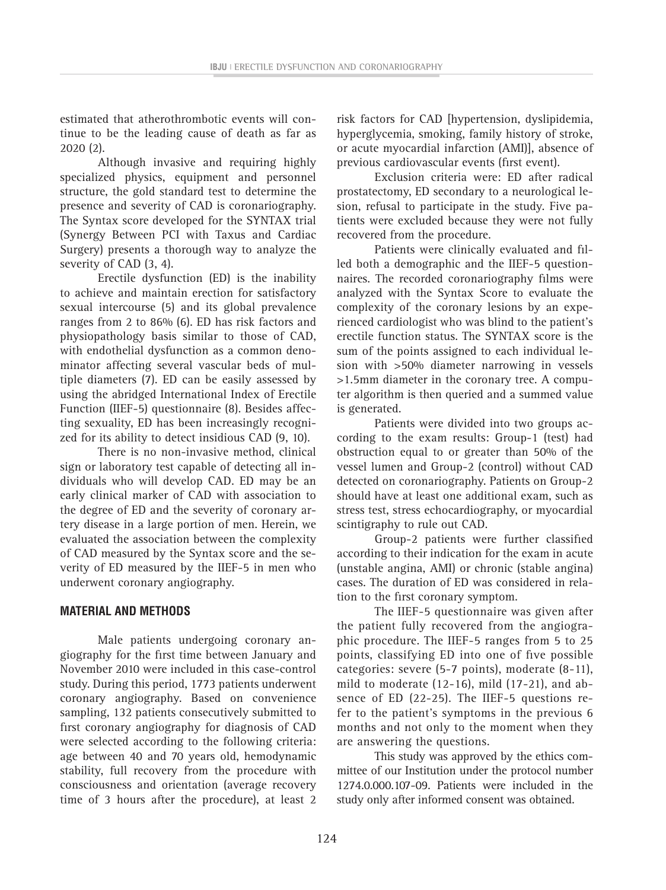estimated that atherothrombotic events will continue to be the leading cause of death as far as 2020 (2).

Although invasive and requiring highly specialized physics, equipment and personnel structure, the gold standard test to determine the presence and severity of CAD is coronariography. The Syntax score developed for the SYNTAX trial (Synergy Between PCI with Taxus and Cardiac Surgery) presents a thorough way to analyze the severity of CAD (3, 4).

Erectile dysfunction (ED) is the inability to achieve and maintain erection for satisfactory sexual intercourse (5) and its global prevalence ranges from 2 to 86% (6). ED has risk factors and physiopathology basis similar to those of CAD, with endothelial dysfunction as a common denominator affecting several vascular beds of multiple diameters (7). ED can be easily assessed by using the abridged International Index of Erectile Function (IIEF-5) questionnaire (8). Besides affecting sexuality, ED has been increasingly recognized for its ability to detect insidious CAD (9, 10).

There is no non-invasive method, clinical sign or laboratory test capable of detecting all individuals who will develop CAD. ED may be an early clinical marker of CAD with association to the degree of ED and the severity of coronary artery disease in a large portion of men. Herein, we evaluated the association between the complexity of CAD measured by the Syntax score and the severity of ED measured by the IIEF-5 in men who underwent coronary angiography.

## MATERIAL AND METHODS

Male patients undergoing coronary angiography for the first time between January and November 2010 were included in this case-control study. During this period, 1773 patients underwent coronary angiography. Based on convenience sampling, 132 patients consecutively submitted to first coronary angiography for diagnosis of CAD were selected according to the following criteria: age between 40 and 70 years old, hemodynamic stability, full recovery from the procedure with consciousness and orientation (average recovery time of 3 hours after the procedure), at least 2 risk factors for CAD [hypertension, dyslipidemia, hyperglycemia, smoking, family history of stroke, or acute myocardial infarction (AMI)], absence of previous cardiovascular events (first event).

Exclusion criteria were: ED after radical prostatectomy, ED secondary to a neurological lesion, refusal to participate in the study. Five patients were excluded because they were not fully recovered from the procedure.

Patients were clinically evaluated and filled both a demographic and the IIEF-5 questionnaires. The recorded coronariography films were analyzed with the Syntax Score to evaluate the complexity of the coronary lesions by an experienced cardiologist who was blind to the patient's erectile function status. The SYNTAX score is the sum of the points assigned to each individual lesion with >50% diameter narrowing in vessels >1.5mm diameter in the coronary tree. A computer algorithm is then queried and a summed value is generated.

Patients were divided into two groups according to the exam results: Group-1 (test) had obstruction equal to or greater than 50% of the vessel lumen and Group-2 (control) without CAD detected on coronariography. Patients on Group-2 should have at least one additional exam, such as stress test, stress echocardiography, or myocardial scintigraphy to rule out CAD.

Group-2 patients were further classified according to their indication for the exam in acute (unstable angina, AMI) or chronic (stable angina) cases. The duration of ED was considered in relation to the first coronary symptom.

The IIEF-5 questionnaire was given after the patient fully recovered from the angiographic procedure. The IIEF-5 ranges from 5 to 25 points, classifying ED into one of five possible categories: severe (5-7 points), moderate (8-11), mild to moderate (12-16), mild (17-21), and absence of ED (22-25). The IIEF-5 questions refer to the patient's symptoms in the previous 6 months and not only to the moment when they are answering the questions.

This study was approved by the ethics committee of our Institution under the protocol number 1274.0.000.107-09. Patients were included in the study only after informed consent was obtained.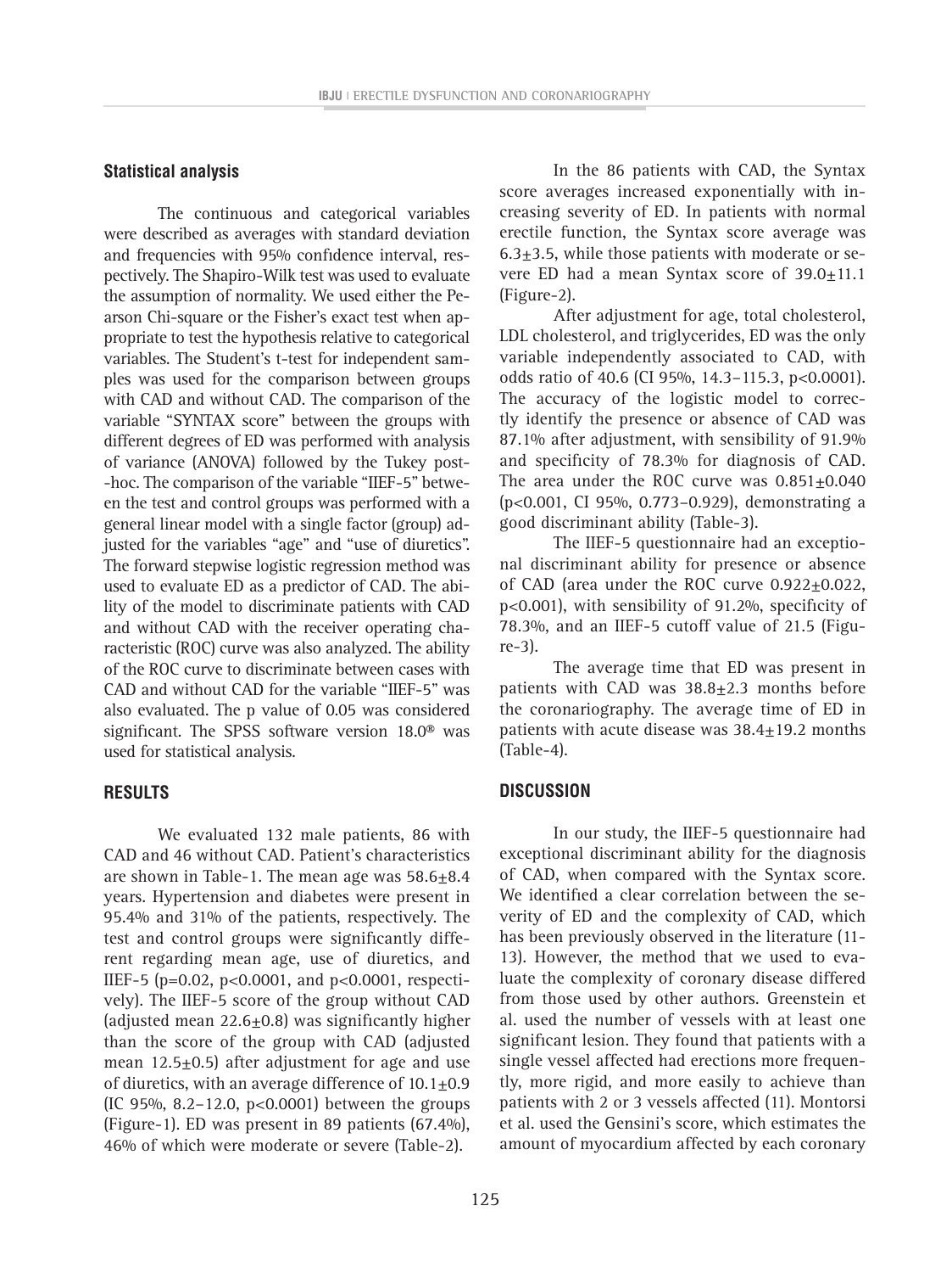## Statistical analysis

The continuous and categorical variables were described as averages with standard deviation and frequencies with 95% confidence interval, respectively. The Shapiro-Wilk test was used to evaluate the assumption of normality. We used either the Pearson Chi-square or the Fisher's exact test when appropriate to test the hypothesis relative to categorical variables. The Student's t-test for independent samples was used for the comparison between groups with CAD and without CAD. The comparison of the variable "SYNTAX score" between the groups with different degrees of ED was performed with analysis of variance (ANOVA) followed by the Tukey post-hoc. The comparison of the variable "IIEF-5" between the test and control groups was performed with a general linear model with a single factor (group) adjusted for the variables "age" and "use of diuretics". The forward stepwise logistic regression method was used to evaluate ED as a predictor of CAD. The ability of the model to discriminate patients with CAD and without CAD with the receiver operating characteristic (ROC) curve was also analyzed. The ability of the ROC curve to discriminate between cases with CAD and without CAD for the variable "IIEF-5" was also evaluated. The p value of 0.05 was considered significant. The SPSS software version 18.0® was used for statistical analysis.

## RESULTS

We evaluated 132 male patients, 86 with CAD and 46 without CAD. Patient's characteristics are shown in Table-1. The mean age was 58.6±8.4 years. Hypertension and diabetes were present in 95.4% and 31% of the patients, respectively. The test and control groups were significantly different regarding mean age, use of diuretics, and IIEF-5 ($p=0.02$, $p<0.0001$, and $p<0.0001$, respectively). The IIEF-5 score of the group without CAD (adjusted mean 22.6±0.8) was significantly higher than the score of the group with CAD (adjusted mean 12.5±0.5) after adjustment for age and use of diuretics, with an average difference of 10.1±0.9 (IC 95%, 8.2–12.0, $p<0.0001$) between the groups (Figure-1). ED was present in 89 patients (67.4%), 46% of which were moderate or severe (Table-2).

In the 86 patients with CAD, the Syntax score averages increased exponentially with increasing severity of ED. In patients with normal erectile function, the Syntax score average was 6.3±3.5, while those patients with moderate or severe ED had a mean Syntax score of 39.0±11.1 (Figure-2).

After adjustment for age, total cholesterol, LDL cholesterol, and triglycerides, ED was the only variable independently associated to CAD, with odds ratio of 40.6 (CI 95%, 14.3–115.3, $p<0.0001$). The accuracy of the logistic model to correctly identify the presence or absence of CAD was 87.1% after adjustment, with sensibility of 91.9% and specificity of 78.3% for diagnosis of CAD. The area under the ROC curve was 0.851±0.040 ($p<0.001$, CI 95%, 0.773–0.929), demonstrating a good discriminant ability (Table-3).

The IIEF-5 questionnaire had an exceptional discriminant ability for presence or absence of CAD (area under the ROC curve 0.922±0.022, $p<0.001$), with sensibility of 91.2%, specificity of 78.3%, and an IIEF-5 cutoff value of 21.5 (Figure-3).

The average time that ED was present in patients with CAD was 38.8±2.3 months before the coronariography. The average time of ED in patients with acute disease was 38.4±19.2 months (Table-4).

## DISCUSSION

In our study, the IIEF-5 questionnaire had exceptional discriminant ability for the diagnosis of CAD, when compared with the Syntax score. We identified a clear correlation between the severity of ED and the complexity of CAD, which has been previously observed in the literature (11-13). However, the method that we used to evaluate the complexity of coronary disease differed from those used by other authors. Greenstein et al. used the number of vessels with at least one significant lesion. They found that patients with a single vessel affected had erections more frequently, more rigid, and more easily to achieve than patients with 2 or 3 vessels affected (11). Montorsi et al. used the Gensini's score, which estimates the amount of myocardium affected by each coronary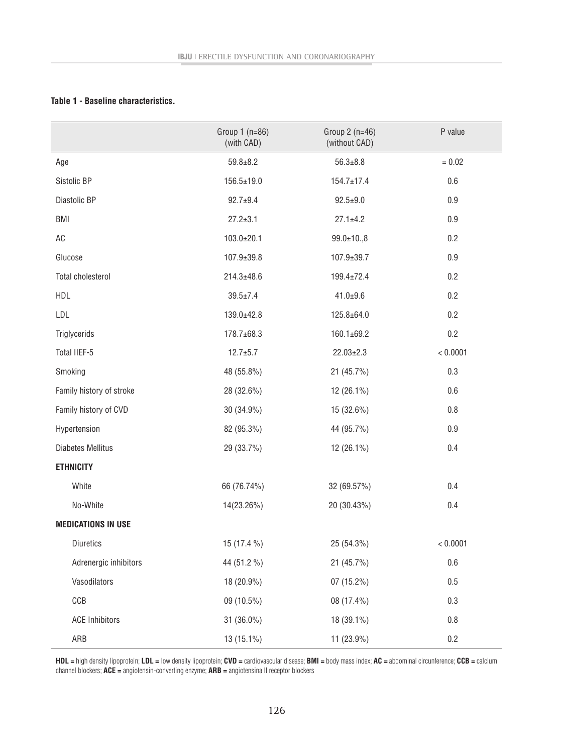**Table 1 - Baseline characteristics.**

| | Group 1 (n=86) (with CAD) | Group 2 (n=46) (without CAD) | P value |
|---|---|---|---|
| Age | 59.8±8.2 | 56.3±8.8 | = 0.02 |
| Sistolic BP | 156.5±19.0 | 154.7±17.4 | 0.6 |
| Diastolic BP | 92.7±9.4 | 92.5±9.0 | 0.9 |
| BMI | 27.2±3.1 | 27.1±4.2 | 0.9 |
| AC | 103.0±20.1 | 99.0±10.,8 | 0.2 |
| Glucose | 107.9±39.8 | 107.9±39.7 | 0.9 |
| Total cholesterol | 214.3±48.6 | 199.4±72.4 | 0.2 |
| HDL | 39.5±7.4 | 41.0±9.6 | 0.2 |
| LDL | 139.0±42.8 | 125.8±64.0 | 0.2 |
| Triglycerids | 178.7±68.3 | 160.1±69.2 | 0.2 |
| Total IIEF-5 | 12.7±5.7 | 22.03±2.3 | < 0.0001 |
| Smoking | 48 (55.8%) | 21 (45.7%) | 0.3 |
| Family history of stroke | 28 (32.6%) | 12 (26.1%) | 0.6 |
| Family history of CVD | 30 (34.9%) | 15 (32.6%) | 0.8 |
| Hypertension | 82 (95.3%) | 44 (95.7%) | 0.9 |
| Diabetes Mellitus | 29 (33.7%) | 12 (26.1%) | 0.4 |
| **ETHNICITY** | | | |
| White | 66 (76.74%) | 32 (69.57%) | 0.4 |
| No-White | 14(23.26%) | 20 (30.43%) | 0.4 |
| **MEDICATIONS IN USE** | | | |
| Diuretics | 15 (17.4 %) | 25 (54.3%) | < 0.0001 |
| Adrenergic inhibitors | 44 (51.2 %) | 21 (45.7%) | 0.6 |
| Vasodilators | 18 (20.9%) | 07 (15.2%) | 0.5 |
| CCB | 09 (10.5%) | 08 (17.4%) | 0.3 |
| ACE Inhibitors | 31 (36.0%) | 18 (39.1%) | 0.8 |
| ARB | 13 (15.1%) | 11 (23.9%) | 0.2 |

**HDL =** high density lipoprotein; **LDL =** low density lipoprotein; **CVD =** cardiovascular disease; **BMI =** body mass index; **AC =** abdominal circunference; **CCB =** calcium channel blockers; **ACE =** angiotensin-converting enzyme; **ARB =** angiotensina II receptor blockers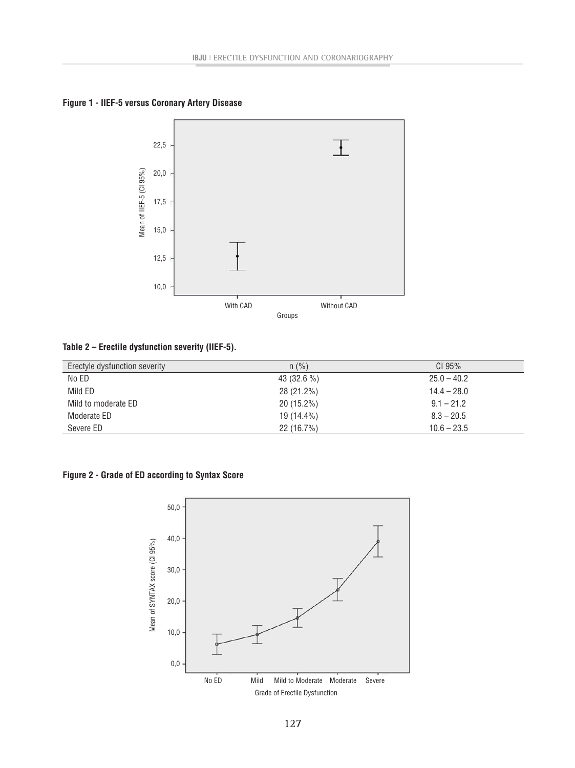**Figure 1 - IIEF-5 versus Coronary Artery Disease**

**Table 2 – Erectile dysfunction severity (IIEF-5).**

| Erectyle dysfunction severity | n (%) | CI 95% |
|---|---|---|
| No ED | 43 (32.6 %) | 25.0 – 40.2 |
| Mild ED | 28 (21.2%) | 14.4 – 28.0 |
| Mild to moderate ED | 20 (15.2%) | 9.1 – 21.2 |
| Moderate ED | 19 (14.4%) | 8.3 – 20.5 |
| Severe ED | 22 (16.7%) | 10.6 – 23.5 |

**Figure 2 - Grade of ED according to Syntax Score**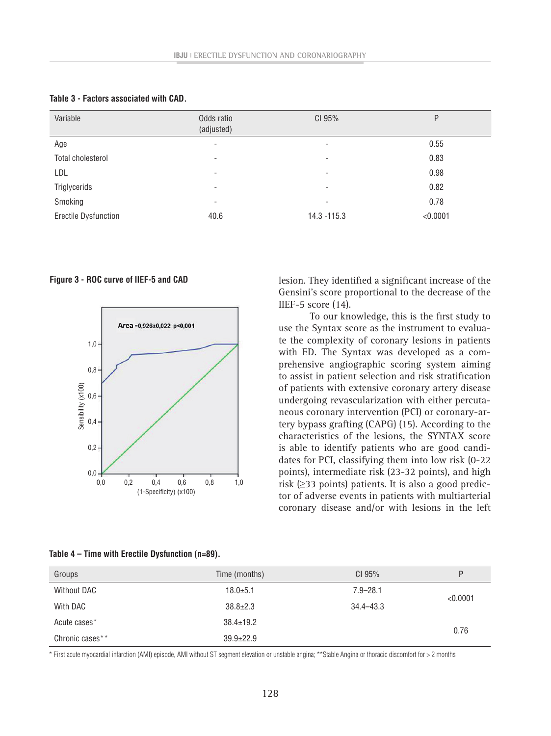**Table 3 - Factors associated with CAD.**

| Variable | Odds ratio (adjusted) | CI 95% | P |
|---|---|---|---|
| Age | - | - | 0.55 |
| Total cholesterol | - | - | 0.83 |
| LDL | - | - | 0.98 |
| Triglycerids | - | - | 0.82 |
| Smoking | - | - | 0.78 |
| Erectile Dysfunction | 40.6 | 14.3 -115.3 | <0.0001 |

**Figure 3 - ROC curve of IIEF-5 and CAD**

lesion. They identified a significant increase of the Gensini's score proportional to the decrease of the IIEF-5 score (14).

To our knowledge, this is the first study to use the Syntax score as the instrument to evaluate the complexity of coronary lesions in patients with ED. The Syntax was developed as a comprehensive angiographic scoring system aiming to assist in patient selection and risk stratification of patients with extensive coronary artery disease undergoing revascularization with either percutaneous coronary intervention (PCI) or coronary-artery bypass grafting (CAPG) (15). According to the characteristics of the lesions, the SYNTAX score is able to identify patients who are good candidates for PCI, classifying them into low risk (0-22 points), intermediate risk (23-32 points), and high risk (≥33 points) patients. It is also a good predictor of adverse events in patients with multiarterial coronary disease and/or with lesions in the left

**Table 4 – Time with Erectile Dysfunction (n=89).**

| Groups | Time (months) | CI 95% | P |
|---|---|---|---|
| Without DAC | 18.0±5.1 | 7.9–28.1 | <0.0001 |
| With DAC | 38.8±2.3 | 34.4–43.3 | |
| Acute cases* | 38.4±19.2 | | 0.76 |
| Chronic cases** | 39.9±22.9 | | |

* First acute myocardial infarction (AMI) episode, AMI without ST segment elevation or unstable angina; **Stable Angina or thoracic discomfort for > 2 months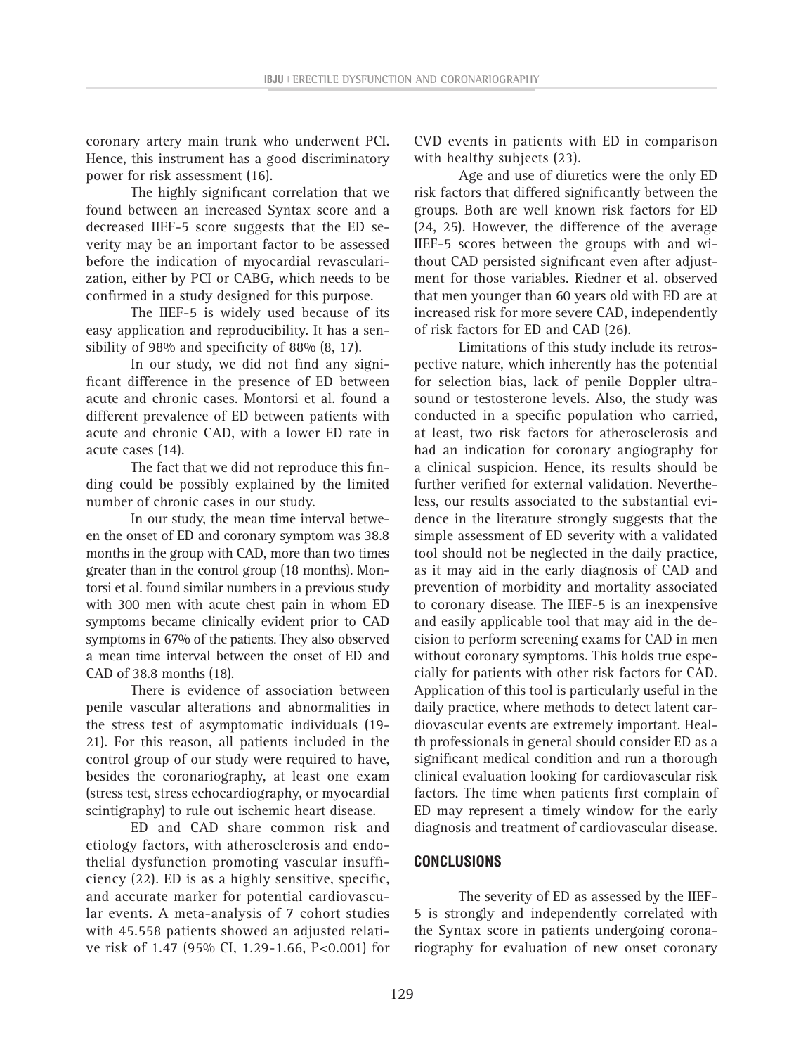coronary artery main trunk who underwent PCI. Hence, this instrument has a good discriminatory power for risk assessment (16).

The highly significant correlation that we found between an increased Syntax score and a decreased IIEF-5 score suggests that the ED severity may be an important factor to be assessed before the indication of myocardial revascularization, either by PCI or CABG, which needs to be confirmed in a study designed for this purpose.

The IIEF-5 is widely used because of its easy application and reproducibility. It has a sensibility of 98% and specificity of 88% (8, 17).

In our study, we did not find any significant difference in the presence of ED between acute and chronic cases. Montorsi et al. found a different prevalence of ED between patients with acute and chronic CAD, with a lower ED rate in acute cases (14).

The fact that we did not reproduce this finding could be possibly explained by the limited number of chronic cases in our study.

In our study, the mean time interval between the onset of ED and coronary symptom was 38.8 months in the group with CAD, more than two times greater than in the control group (18 months). Montorsi et al. found similar numbers in a previous study with 300 men with acute chest pain in whom ED symptoms became clinically evident prior to CAD symptoms in 67% of the patients. They also observed a mean time interval between the onset of ED and CAD of 38.8 months (18).

There is evidence of association between penile vascular alterations and abnormalities in the stress test of asymptomatic individuals (19-21). For this reason, all patients included in the control group of our study were required to have, besides the coronariography, at least one exam (stress test, stress echocardiography, or myocardial scintigraphy) to rule out ischemic heart disease.

ED and CAD share common risk and etiology factors, with atherosclerosis and endothelial dysfunction promoting vascular insufficiency (22). ED is as a highly sensitive, specific, and accurate marker for potential cardiovascular events. A meta-analysis of 7 cohort studies with 45.558 patients showed an adjusted relative risk of 1.47 (95% CI, 1.29-1.66, P<0.001) for CVD events in patients with ED in comparison with healthy subjects (23).

Age and use of diuretics were the only ED risk factors that differed significantly between the groups. Both are well known risk factors for ED (24, 25). However, the difference of the average IIEF-5 scores between the groups with and without CAD persisted significant even after adjustment for those variables. Riedner et al. observed that men younger than 60 years old with ED are at increased risk for more severe CAD, independently of risk factors for ED and CAD (26).

Limitations of this study include its retrospective nature, which inherently has the potential for selection bias, lack of penile Doppler ultrasound or testosterone levels. Also, the study was conducted in a specific population who carried, at least, two risk factors for atherosclerosis and had an indication for coronary angiography for a clinical suspicion. Hence, its results should be further verified for external validation. Nevertheless, our results associated to the substantial evidence in the literature strongly suggests that the simple assessment of ED severity with a validated tool should not be neglected in the daily practice, as it may aid in the early diagnosis of CAD and prevention of morbidity and mortality associated to coronary disease. The IIEF-5 is an inexpensive and easily applicable tool that may aid in the decision to perform screening exams for CAD in men without coronary symptoms. This holds true especially for patients with other risk factors for CAD. Application of this tool is particularly useful in the daily practice, where methods to detect latent cardiovascular events are extremely important. Health professionals in general should consider ED as a significant medical condition and run a thorough clinical evaluation looking for cardiovascular risk factors. The time when patients first complain of ED may represent a timely window for the early diagnosis and treatment of cardiovascular disease.

## CONCLUSIONS

The severity of ED as assessed by the IIEF-5 is strongly and independently correlated with the Syntax score in patients undergoing coronariography for evaluation of new onset coronary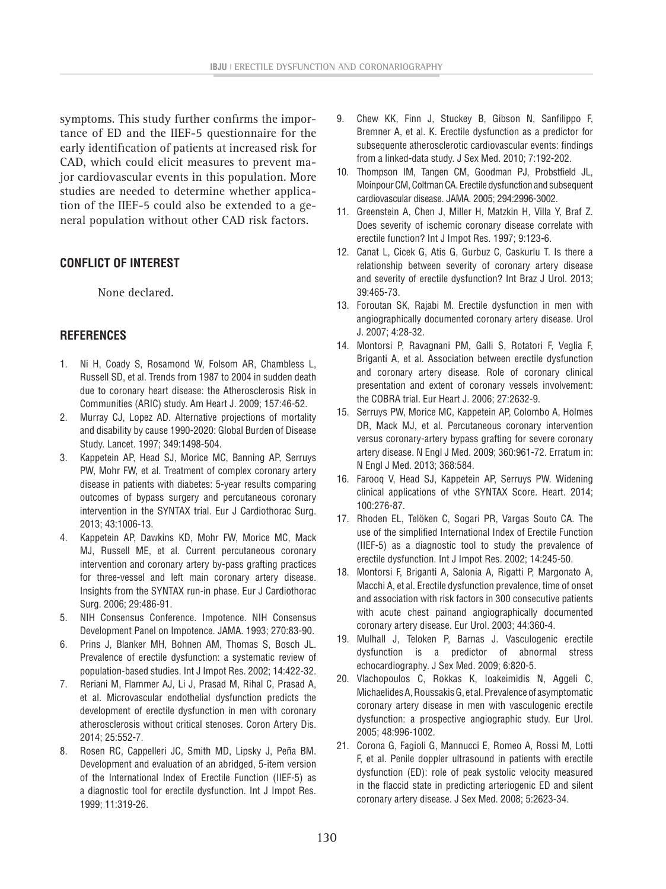symptoms. This study further confirms the importance of ED and the IIEF-5 questionnaire for the early identification of patients at increased risk for CAD, which could elicit measures to prevent major cardiovascular events in this population. More studies are needed to determine whether application of the IIEF-5 could also be extended to a general population without other CAD risk factors.

## CONFLICT OF INTEREST

None declared.

## REFERENCES

1. Ni H, Coady S, Rosamond W, Folsom AR, Chambless L, Russell SD, et al. Trends from 1987 to 2004 in sudden death due to coronary heart disease: the Atherosclerosis Risk in Communities (ARIC) study. Am Heart J. 2009; 157:46-52.
2. Murray CJ, Lopez AD. Alternative projections of mortality and disability by cause 1990-2020: Global Burden of Disease Study. Lancet. 1997; 349:1498-504.
3. Kappetein AP, Head SJ, Morice MC, Banning AP, Serruys PW, Mohr FW, et al. Treatment of complex coronary artery disease in patients with diabetes: 5-year results comparing outcomes of bypass surgery and percutaneous coronary intervention in the SYNTAX trial. Eur J Cardiothorac Surg. 2013; 43:1006-13.
4. Kappetein AP, Dawkins KD, Mohr FW, Morice MC, Mack MJ, Russell ME, et al. Current percutaneous coronary intervention and coronary artery by-pass grafting practices for three-vessel and left main coronary artery disease. Insights from the SYNTAX run-in phase. Eur J Cardiothorac Surg. 2006; 29:486-91.
5. NIH Consensus Conference. Impotence. NIH Consensus Development Panel on Impotence. JAMA. 1993; 270:83-90.
6. Prins J, Blanker MH, Bohnen AM, Thomas S, Bosch JL. Prevalence of erectile dysfunction: a systematic review of population-based studies. Int J Impot Res. 2002; 14:422-32.
7. Reriani M, Flammer AJ, Li J, Prasad M, Rihal C, Prasad A, et al. Microvascular endothelial dysfunction predicts the development of erectile dysfunction in men with coronary atherosclerosis without critical stenoses. Coron Artery Dis. 2014; 25:552-7.
8. Rosen RC, Cappelleri JC, Smith MD, Lipsky J, Peña BM. Development and evaluation of an abridged, 5-item version of the International Index of Erectile Function (IIEF-5) as a diagnostic tool for erectile dysfunction. Int J Impot Res. 1999; 11:319-26.
9. Chew KK, Finn J, Stuckey B, Gibson N, Sanfilippo F, Bremner A, et al. K. Erectile dysfunction as a predictor for subsequente atherosclerotic cardiovascular events: findings from a linked-data study. J Sex Med. 2010; 7:192-202.
10. Thompson IM, Tangen CM, Goodman PJ, Probstfield JL, Moinpour CM, Coltman CA. Erectile dysfunction and subsequent cardiovascular disease. JAMA. 2005; 294:2996-3002.
11. Greenstein A, Chen J, Miller H, Matzkin H, Villa Y, Braf Z. Does severity of ischemic coronary disease correlate with erectile function? Int J Impot Res. 1997; 9:123-6.
12. Canat L, Cicek G, Atis G, Gurbuz C, Caskurlu T. Is there a relationship between severity of coronary artery disease and severity of erectile dysfunction? Int Braz J Urol. 2013; 39:465-73.
13. Foroutan SK, Rajabi M. Erectile dysfunction in men with angiographically documented coronary artery disease. Urol J. 2007; 4:28-32.
14. Montorsi P, Ravagnani PM, Galli S, Rotatori F, Veglia F, Briganti A, et al. Association between erectile dysfunction and coronary artery disease. Role of coronary clinical presentation and extent of coronary vessels involvement: the COBRA trial. Eur Heart J. 2006; 27:2632-9.
15. Serruys PW, Morice MC, Kappetein AP, Colombo A, Holmes DR, Mack MJ, et al. Percutaneous coronary intervention versus coronary-artery bypass grafting for severe coronary artery disease. N Engl J Med. 2009; 360:961-72. Erratum in: N Engl J Med. 2013; 368:584.
16. Farooq V, Head SJ, Kappetein AP, Serruys PW. Widening clinical applications of vthe SYNTAX Score. Heart. 2014; 100:276-87.
17. Rhoden EL, Telöken C, Sogari PR, Vargas Souto CA. The use of the simplified International Index of Erectile Function (IIEF-5) as a diagnostic tool to study the prevalence of erectile dysfunction. Int J Impot Res. 2002; 14:245-50.
18. Montorsi F, Briganti A, Salonia A, Rigatti P, Margonato A, Macchi A, et al. Erectile dysfunction prevalence, time of onset and association with risk factors in 300 consecutive patients with acute chest painand angiographically documented coronary artery disease. Eur Urol. 2003; 44:360-4.
19. Mulhall J, Teloken P, Barnas J. Vasculogenic erectile dysfunction is a predictor of abnormal stress echocardiography. J Sex Med. 2009; 6:820-5.
20. Vlachopoulos C, Rokkas K, Ioakeimidis N, Aggeli C, Michaelides A, Roussakis G, et al. Prevalence of asymptomatic coronary artery disease in men with vasculogenic erectile dysfunction: a prospective angiographic study. Eur Urol. 2005; 48:996-1002.
21. Corona G, Fagioli G, Mannucci E, Romeo A, Rossi M, Lotti F, et al. Penile doppler ultrasound in patients with erectile dysfunction (ED): role of peak systolic velocity measured in the flaccid state in predicting arteriogenic ED and silent coronary artery disease. J Sex Med. 2008; 5:2623-34.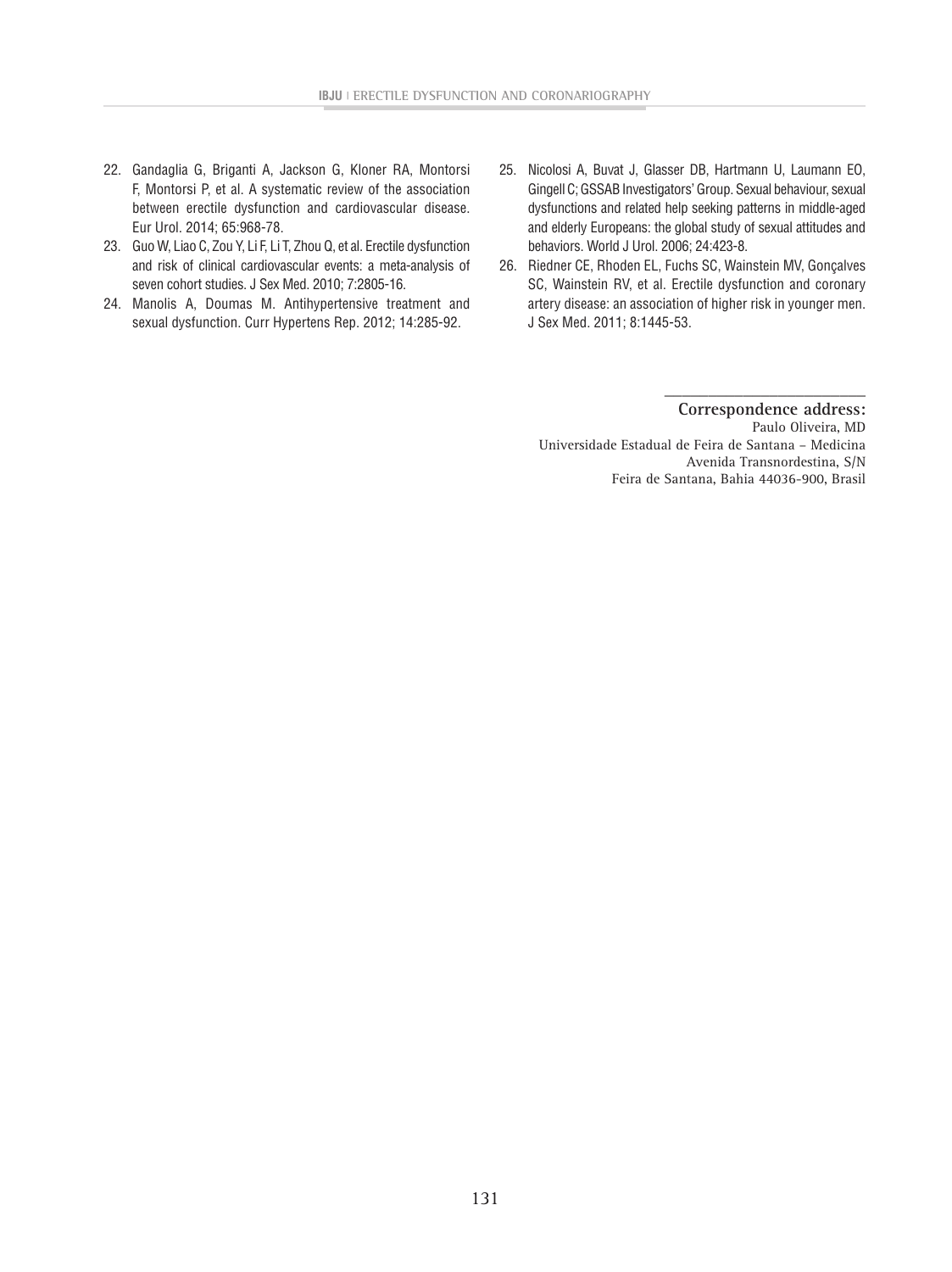22. Gandaglia G, Briganti A, Jackson G, Kloner RA, Montorsi F, Montorsi P, et al. A systematic review of the association between erectile dysfunction and cardiovascular disease. Eur Urol. 2014; 65:968-78.
23. Guo W, Liao C, Zou Y, Li F, Li T, Zhou Q, et al. Erectile dysfunction and risk of clinical cardiovascular events: a meta-analysis of seven cohort studies. J Sex Med. 2010; 7:2805-16.
24. Manolis A, Doumas M. Antihypertensive treatment and sexual dysfunction. Curr Hypertens Rep. 2012; 14:285-92.
25. Nicolosi A, Buvat J, Glasser DB, Hartmann U, Laumann EO, Gingell C; GSSAB Investigators' Group. Sexual behaviour, sexual dysfunctions and related help seeking patterns in middle-aged and elderly Europeans: the global study of sexual attitudes and behaviors. World J Urol. 2006; 24:423-8.
26. Riedner CE, Rhoden EL, Fuchs SC, Wainstein MV, Gonçalves SC, Wainstein RV, et al. Erectile dysfunction and coronary artery disease: an association of higher risk in younger men. J Sex Med. 2011; 8:1445-53.

**Correspondence address:**
Paulo Oliveira, MD
Universidade Estadual de Feira de Santana – Medicina
Avenida Transnordestina, S/N
Feira de Santana, Bahia 44036-900, Brasil